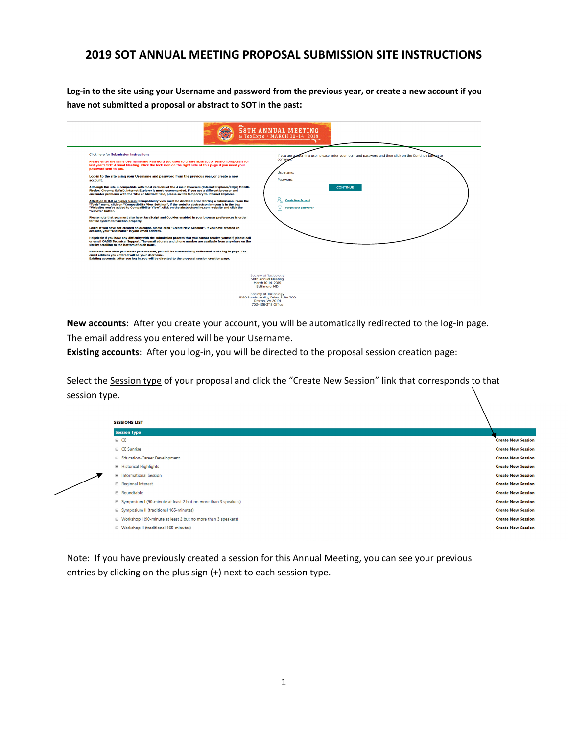# 2019 SOT ANNUAL MEETING PROPOSAL SUBMISSION SITE INSTRUCTIONS

**Log-in to the site using your Username and password from the previous year, or create a new account if you have not submitted a proposal or abstract to SOT in the past:**

**New accounts**: After you create your account, you will be automatically redirected to the log-in page. The email address you entered will be your Username.

**Existing accounts**: After you log-in, you will be directed to the proposal session creation page:

Select the Session type of your proposal and click the "Create New Session" link that corresponds to that session type.

**SESSIONS LIST**

| Session Type | |
|---|---|
| CE | Create New Session |
| CE Sunrise | Create New Session |
| Education-Career Development | Create New Session |
| Historical Highlights | Create New Session |
| Informational Session | Create New Session |
| Regional Interest | Create New Session |
| Roundtable | Create New Session |
| Symposium I (90-minute at least 2 but no more than 3 speakers) | Create New Session |
| Symposium II (traditional 165-minutes) | Create New Session |
| Workshop I (90-minute at least 2 but no more than 3 speakers) | Create New Session |
| Workshop II (traditional 165-minutes) | Create New Session |

Note: If you have previously created a session for this Annual Meeting, you can see your previous entries by clicking on the plus sign (+) next to each session type.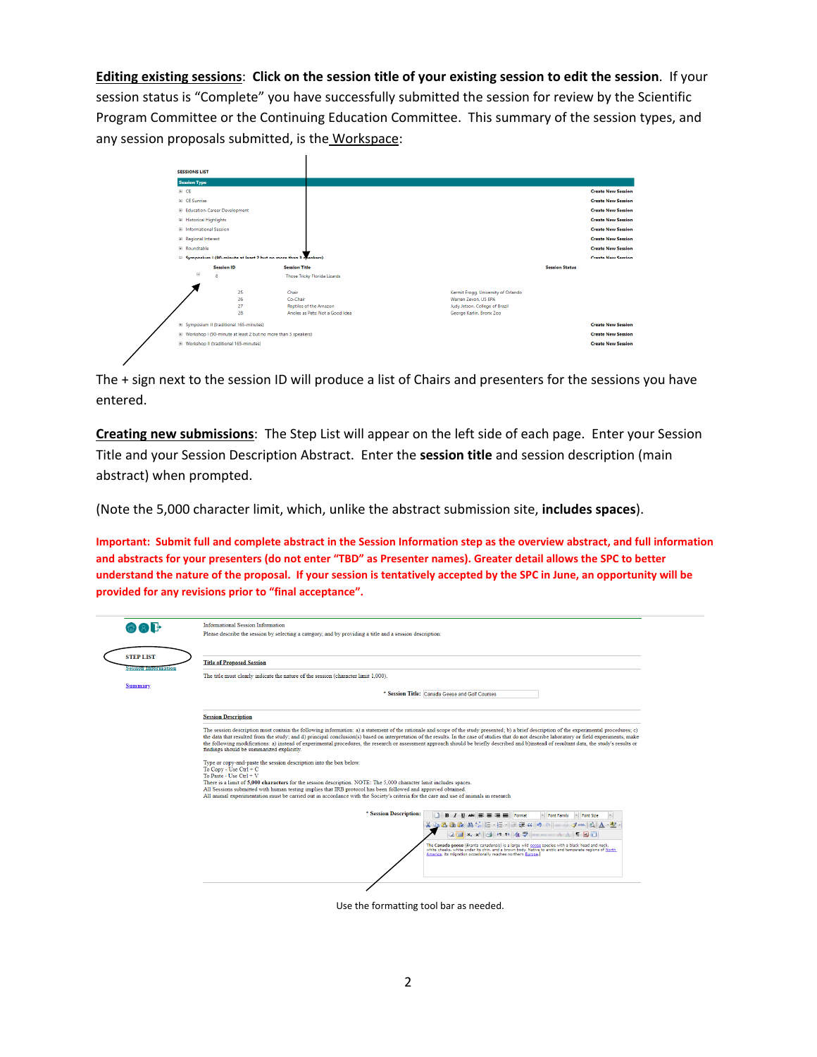**Editing existing sessions**: **Click on the session title of your existing session to edit the session.** If your session status is "Complete" you have successfully submitted the session for review by the Scientific Program Committee or the Continuing Education Committee. This summary of the session types, and any session proposals submitted, is the Workspace:

SESSIONS LIST

| Session Type | |
|---|---|
| ⊞ CE | Create New Session |
| ⊞ CE Sunrise | Create New Session |
| ⊞ Education-Career Development | Create New Session |
| ⊞ Historical Highlights | Create New Session |
| ⊞ Informational Session | Create New Session |
| ⊞ Regional Interest | Create New Session |
| ⊞ Roundtable | Create New Session |
| ⊟ Symposium I (90-minute at least 2 but no more than 3 speakers) | Create New Session |

| | Session ID | Session Title | | Session Status |
|---|---|---|---|---|
| ⊟ | 8 | Those Tricky Florida Lizards | | |
| | 25 | Chair | Kermit Frogg, University of Orlando | |
| | 26 | Co-Chair | Warren Zevon, US EPA | |
| | 27 | Reptiles of the Amazon | Judy Jetson, College of Brazil | |
| | 28 | Anoles as Pets: Not a Good Idea | George Karlin, Bronx Zoo | |

| Session Type | |
|---|---|
| ⊞ Symposium II (traditional 165-minutes) | Create New Session |
| ⊞ Workshop I (90-minute at least 2 but no more than 3 speakers) | Create New Session |
| ⊞ Workshop II (traditional 165-minutes) | Create New Session |

The + sign next to the session ID will produce a list of Chairs and presenters for the sessions you have entered.

**Creating new submissions**: The Step List will appear on the left side of each page. Enter your Session Title and your Session Description Abstract. Enter the **session title** and session description (main abstract) when prompted.

(Note the 5,000 character limit, which, unlike the abstract submission site, **includes spaces**).

**Important: Submit full and complete abstract in the Session Information step as the overview abstract, and full information and abstracts for your presenters (do not enter "TBD" as Presenter names). Greater detail allows the SPC to better understand the nature of the proposal. If your session is tentatively accepted by the SPC in June, an opportunity will be provided for any revisions prior to "final acceptance".**

STEP LIST
Session Information
Summary

Informational Session Information

Please describe the session by selecting a category, and by providing a title and a session description:

Title of Proposed Session

The title must clearly indicate the nature of the session (character limit 1,000).

\* Session Title: Canada Geese and Golf Courses

Session Description

The session description must contain the following information: a) a statement of the rationale and scope of the study presented; b) a brief description of the experimental procedures; c) the data that resulted from the study; and d) principal conclusion(s) based on interpretation of the results. In the case of studies that do not describe laboratory or field experiments, make the following modifications: a) instead of experimental procedures, the research or assessment approach should be briefly described and b)instead of resultant data, the study's results or findings should be summarized explicitly.

Type or copy-and-paste the session description into the box below.
To Copy - Use Ctrl + C
To Paste - Use Ctrl + V
There is a limit of **5,000 characters** for the session description. NOTE: The 5,000 character limit includes spaces.
All Sessions submitted with human testing implies that IRB protocol has been followed and approved obtained.
All animal experimentation must be carried out in accordance with the Society's criteria for the care and use of animals in research

\* Session Description: The **Canada goose** (Branta canadensis) is a large wild goose species with a black head and neck, white cheeks, white under its chin, and a brown body. Native to arctic and temperate regions of North America, its migration occasionally reaches northern Europe.

Use the formatting tool bar as needed.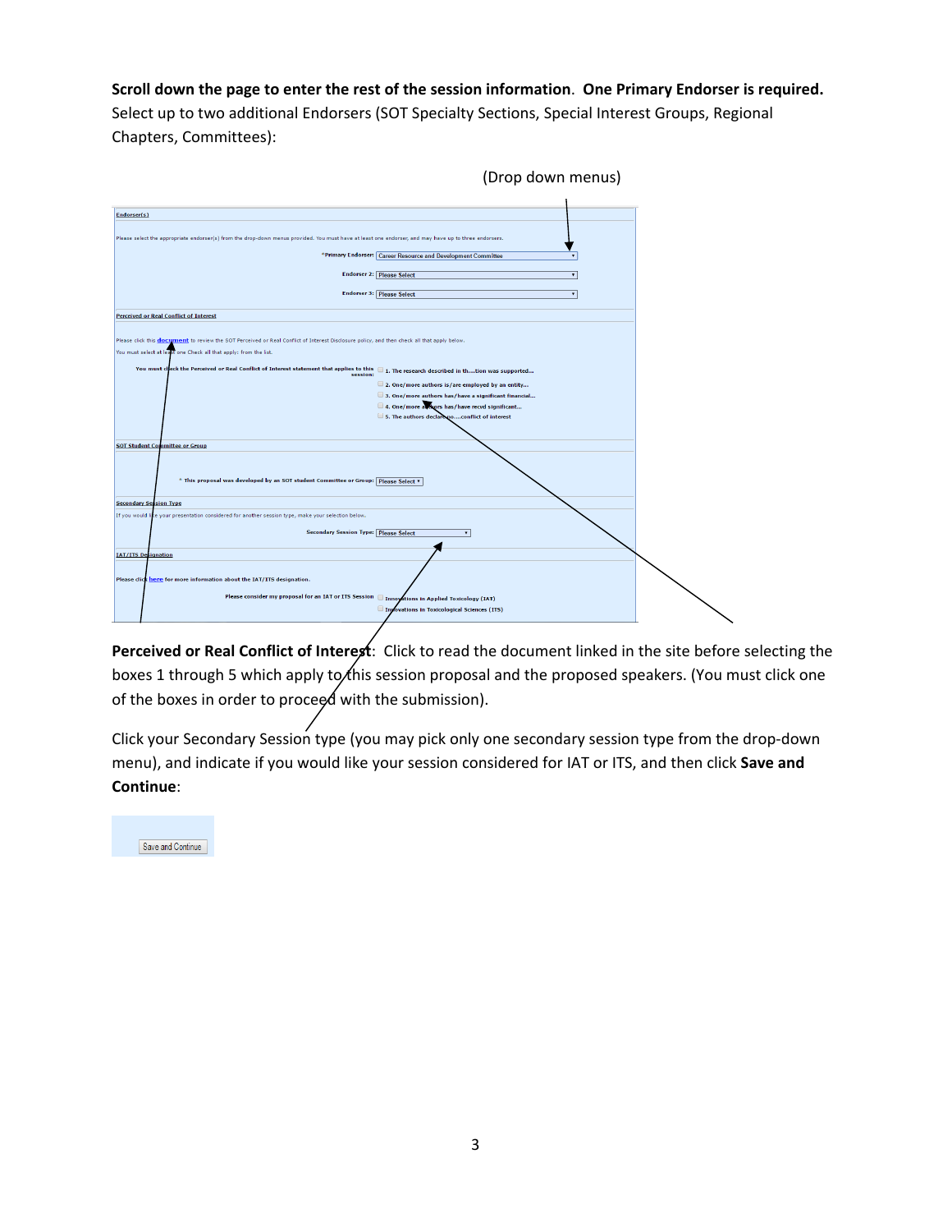**Scroll down the page to enter the rest of the session information**. **One Primary Endorser is required.** Select up to two additional Endorsers (SOT Specialty Sections, Special Interest Groups, Regional Chapters, Committees):

(Drop down menus)

Endorser(s)

Please select the appropriate endorser(s) from the drop-down menus provided. You must have at least one endorser, and may have up to three endorsers.

*Primary Endorser: Career Resource and Development Committee

Endorser 2: Please Select

Endorser 3: Please Select

Perceived or Real Conflict of Interest

Please click this document to review the SOT Perceived or Real Conflict of Interest Disclosure policy, and then check all that apply below.

You must select at least one Check all that apply: from the list.

You must check the Perceived or Real Conflict of Interest statement that applies to this session:

- 1. The research described in th....tion was supported...
- 2. One/more authors is/are employed by an entity...
- 3. One/more authors has/have a significant financial...
- 4. One/more authors has/have recvd significant...
- 5. The authors declare no....conflict of interest

SOT Student Committee or Group

* This proposal was developed by an SOT student Committee or Group: Please Select

Secondary Session Type

If you would like your presentation considered for another session type, make your selection below.

Secondary Session Type: Please Select

IAT/ITS Designation

Please click here for more information about the IAT/ITS designation.

Please consider my proposal for an IAT or ITS Session

- Innovations in Applied Toxicology (IAT)
- Innovations in Toxicological Sciences (ITS)

**Perceived or Real Conflict of Interest**: Click to read the document linked in the site before selecting the boxes 1 through 5 which apply to this session proposal and the proposed speakers. (You must click one of the boxes in order to proceed with the submission).

Click your Secondary Session type (you may pick only one secondary session type from the drop-down menu), and indicate if you would like your session considered for IAT or ITS, and then click **Save and Continue**:

Save and Continue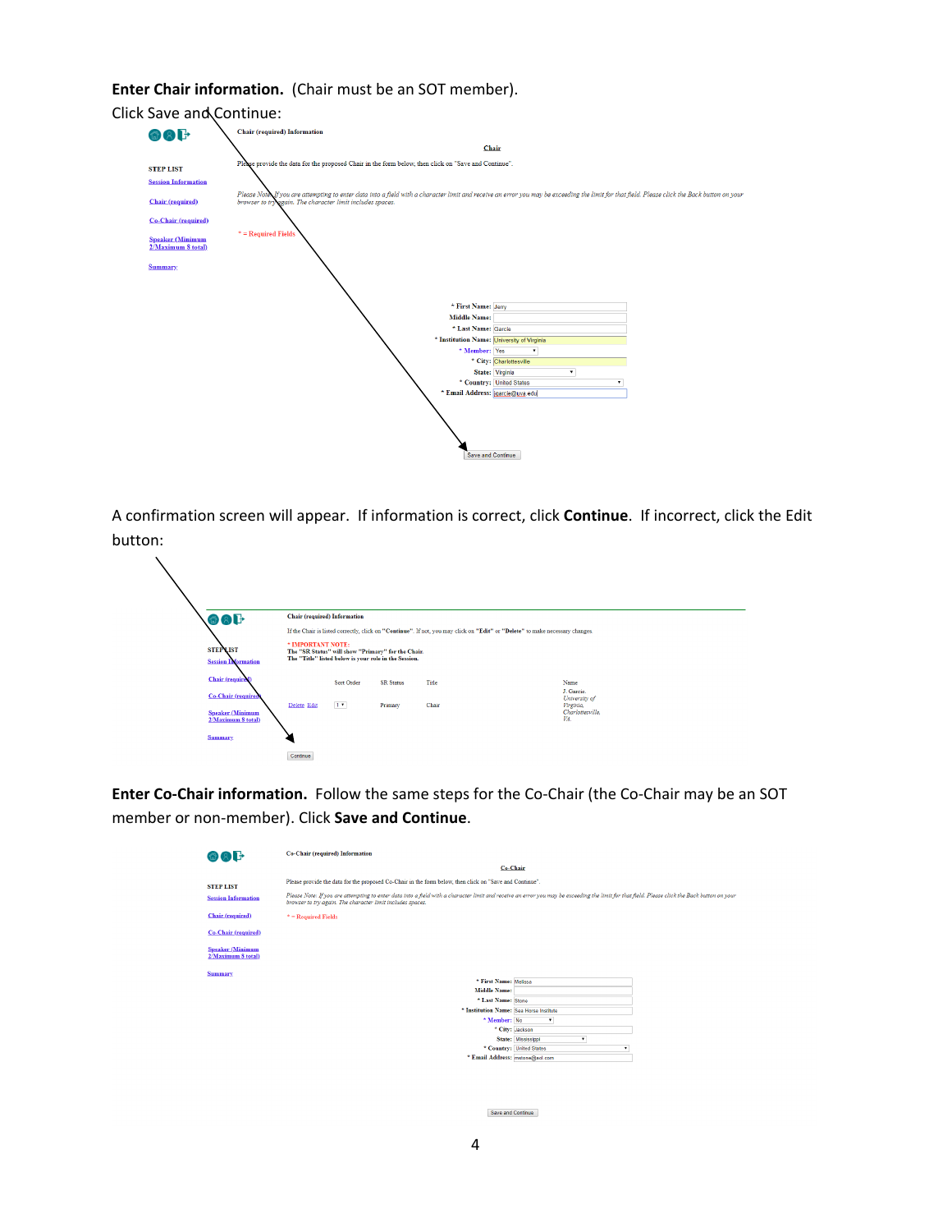**Enter Chair information.** (Chair must be an SOT member).

Click Save and Continue:

Chair (required) Information

Chair

Please provide the data for the proposed Chair in the form below, then click on "Save and Continue".

*Please Note: If you are attempting to enter data into a field with a character limit and receive an error you may be exceeding the limit for that field. Please click the Back button on your browser to try again. The character limit includes spaces.*

STEP LIST

Session Information

Chair (required)

Co-Chair (required)

Speaker (Minimum 2/Maximum 8 total)

Summary

\* = Required Fields

\* First Name: Jerry

Middle Name:

\* Last Name: Garcia

\* Institution Name: University of Virginia

\* Member: Yes

\* City: Charlottesville

State: Virginia

\* Country: United States

\* Email Address: jgarcia@uva.edu

Save and Continue

A confirmation screen will appear. If information is correct, click **Continue**. If incorrect, click the Edit button:

Chair (required) Information

If the Chair is listed correctly, click on "Continue". If not, you may click on "Edit" or "Delete" to make necessary changes.

\* IMPORTANT NOTE:
The "SR Status" will show "Primary" for the Chair.
The "Title" listed below is your role in the Session.

| | Sort Order | SR Status | Title | Name |
|---|---|---|---|---|
| Delete Edit | 1 | Primary | Chair | J. Garcia, *University of Virginia, Charlottesville, VA.* |

Continue

**Enter Co-Chair information.** Follow the same steps for the Co-Chair (the Co-Chair may be an SOT member or non-member). Click **Save and Continue**.

Co-Chair (required) Information

Co-Chair

Please provide the data for the proposed Co-Chair in the form below, then click on "Save and Continue".

*Please Note: If you are attempting to enter data into a field with a character limit and receive an error you may be exceeding the limit for that field. Please click the Back button on your browser to try again. The character limit includes spaces.*

\* = Required Fields

\* First Name: Melissa

Middle Name:

\* Last Name: Stone

\* Institution Name: Sea Horse Institute

\* Member: No

\* City: Jackson

State: Mississippi

\* Country: United States

\* Email Address: mstone@aol.com

Save and Continue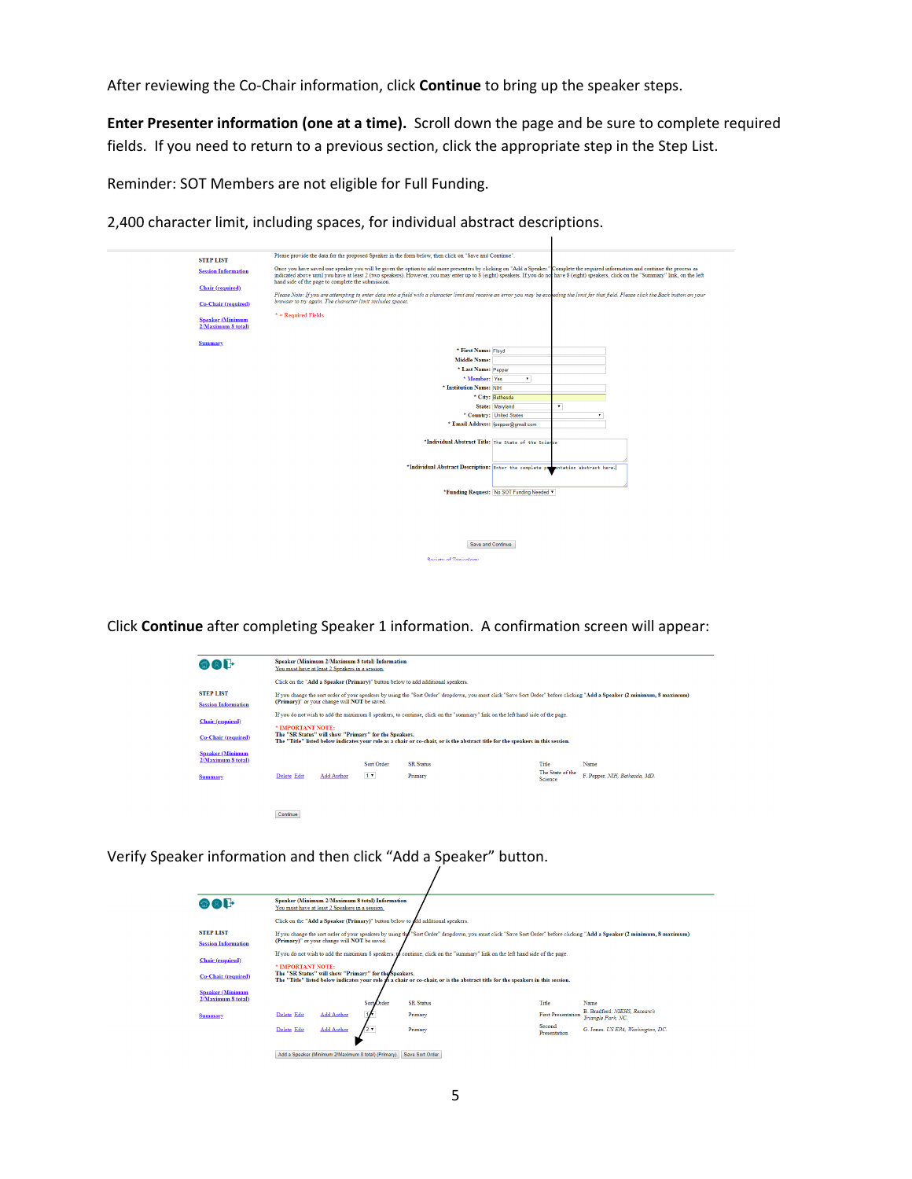After reviewing the Co-Chair information, click **Continue** to bring up the speaker steps.

**Enter Presenter information (one at a time).** Scroll down the page and be sure to complete required fields. If you need to return to a previous section, click the appropriate step in the Step List.

Reminder: SOT Members are not eligible for Full Funding.

2,400 character limit, including spaces, for individual abstract descriptions.

STEP LIST
Session Information
Chair (required)
Co-Chair (required)
Speaker (Minimum 2/Maximum 8 total)
Summary

Please provide the data for the proposed Speaker in the form below, then click on "Save and Continue".

Once you have saved one speaker you will be given the option to add more presenters by clicking on "Add a Speaker." Complete the required information and continue the process as indicated above until you have at least 2 (two speakers). However, you may enter up to 8 (eight) speakers. If you do not have 8 (eight) speakers, click on the "Summary" link, on the left hand side of the page to complete the submission.

*Please Note: If you are attempting to enter data into a field with a character limit and receive an error you may be exceeding the limit for that field. Please click the Back button on your browser to try again. The character limit includes spaces.*

* = Required Fields

* First Name: Floyd
Middle Name:
* Last Name: Pepper
* Member: Yes
* Institution Name: NIH
* City: Bethesda
State: Maryland
* Country: United States
* Email Address: fpepper@gmail.com

*Individual Abstract Title: The State of the Science
*Individual Abstract Description: Enter the complete presentation abstract here.
*Funding Request: No SOT Funding Needed

Save and Continue

Click **Continue** after completing Speaker 1 information. A confirmation screen will appear:

**Speaker (Minimum 2/Maximum 8 total) Information**
You must have at least 2 Speakers in a session.

Click on the "**Add a Speaker (Primary)**" button below to add additional speakers.

If you change the sort order of your speakers by using the "Sort Order" dropdown, you must click "Save Sort Order" before clicking "**Add a Speaker (2 minimum, 8 maximum) (Primary)**" or your change will **NOT** be saved.

If you do not wish to add the maximum 8 speakers, to continue, click on the "summary" link on the left hand side of the page.

**\* IMPORTANT NOTE:**
**The "SR Status" will show "Primary" for the Speakers.**
**The "Title" listed below indicates your role as a chair or co-chair, or is the abstract title for the speakers in this session.**

| | | Sort Order | SR Status | Title | Name |
|---|---|---|---|---|---|
| Delete Edit | Add Author | 1 | Primary | The State of the Science | F. Pepper. *NIH, Bethesda, MD.* |

Continue

Verify Speaker information and then click "Add a Speaker" button.

**Speaker (Minimum 2/Maximum 8 total) Information**
You must have at least 2 Speakers in a session.

Click on the "**Add a Speaker (Primary)**" button below to add additional speakers.

If you change the sort order of your speakers by using the "Sort Order" dropdown, you must click "Save Sort Order" before clicking "**Add a Speaker (2 minimum, 8 maximum) (Primary)**" or your change will **NOT** be saved.

If you do not wish to add the maximum 8 speakers, to continue, click on the "summary" link on the left hand side of the page.

**\* IMPORTANT NOTE:**
**The "SR Status" will show "Primary" for the Speakers.**
**The "Title" listed below indicates your role as a chair or co-chair, or is the abstract title for the speakers in this session.**

| | | Sort Order | SR Status | Title | Name |
|---|---|---|---|---|---|
| Delete Edit | Add Author | 1 | Primary | First Presentation | B. Bradford. *NIEHS, Research Triangle Park, NC.* |
| Delete Edit | Add Author | 2 | Primary | Second Presentation | G. Jones. *US EPA, Washington, DC.* |

Add a Speaker (Minimum 2/Maximum 8 total) (Primary) | Save Sort Order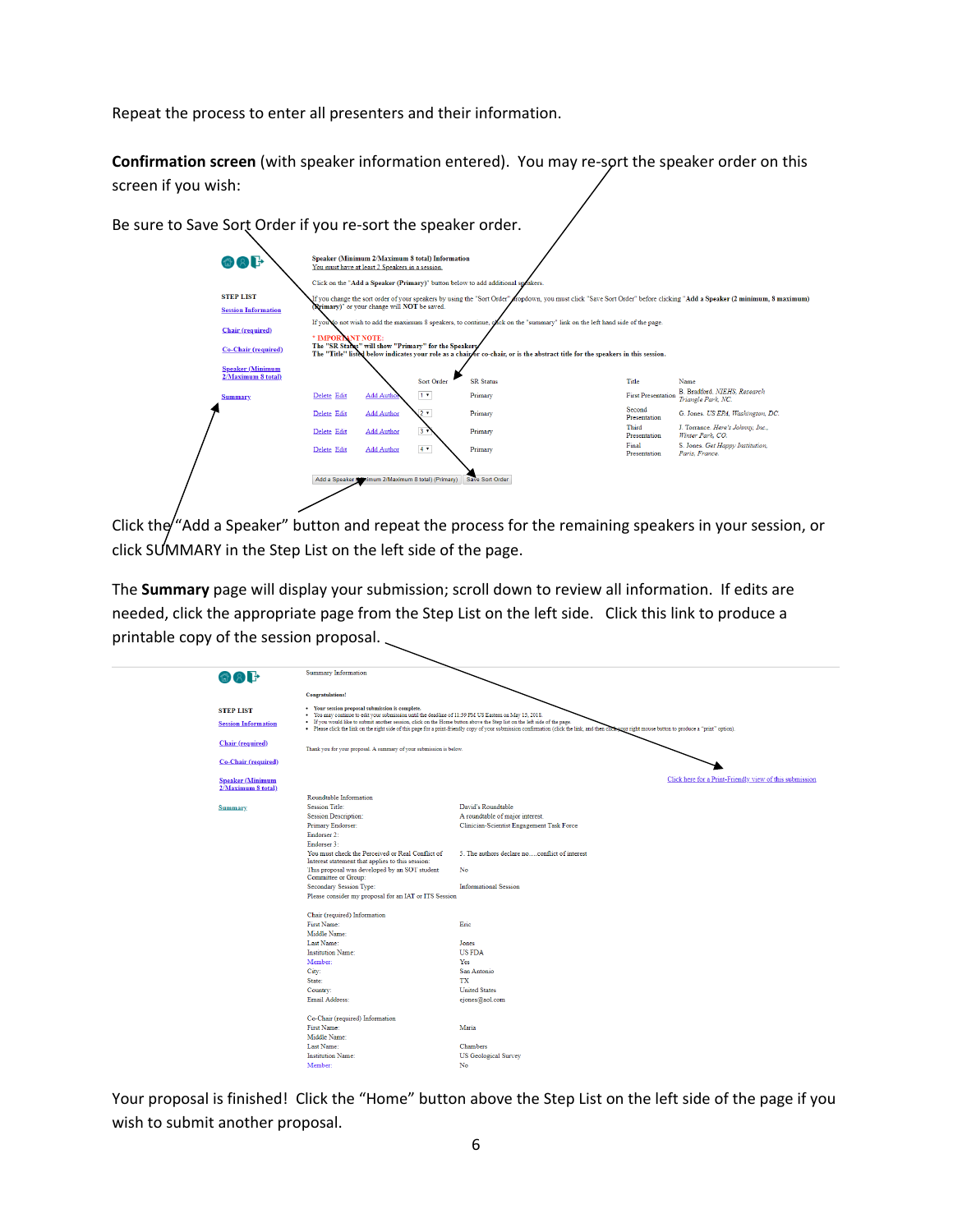Repeat the process to enter all presenters and their information.

**Confirmation screen** (with speaker information entered). You may re-sort the speaker order on this screen if you wish:

Be sure to Save Sort Order if you re-sort the speaker order.

STEP LIST

Session Information

Chair (required)

Co-Chair (required)

Speaker (Minimum 2/Maximum 8 total)

Summary

Speaker (Minimum 2/Maximum 8 total) Information

You must have at least 2 Speakers in a session.

Click on the "Add a Speaker (Primary)" button below to add additional speakers.

If you change the sort order of your speakers by using the "Sort Order" dropdown, you must click "Save Sort Order" before clicking "Add a Speaker (2 minimum, 8 maximum) (Primary)" or your change will NOT be saved.

If you do not wish to add the maximum 8 speakers, to continue, click on the "summary" link on the left hand side of the page.

\* IMPORTANT NOTE:
The "SR Status" will show "Primary" for the Speakers.
The "Title" listed below indicates your role as a chair or co-chair, or is the abstract title for the speakers in this session.

| | | Sort Order | SR Status | Title | Name |
|---|---|---|---|---|---|
| Delete Edit | Add Author | 1 | Primary | First Presentation | B. Bradford. NIEHS, Research Triangle Park, NC. |
| Delete Edit | Add Author | 2 | Primary | Second Presentation | G. Jones. US EPA, Washington, DC. |
| Delete Edit | Add Author | 3 | Primary | Third Presentation | J. Torrance. Here's Johnny, Inc., Winter Park, CO. |
| Delete Edit | Add Author | 4 | Primary | Final Presentation | S. Jones. Get Happy Institution, Paris, France. |

Add a Speaker (Minimum 2/Maximum 8 total) (Primary) | Save Sort Order

Click the "Add a Speaker" button and repeat the process for the remaining speakers in your session, or click SUMMARY in the Step List on the left side of the page.

The **Summary** page will display your submission; scroll down to review all information. If edits are needed, click the appropriate page from the Step List on the left side. Click this link to produce a printable copy of the session proposal.

STEP LIST

Session Information

Chair (required)

Co-Chair (required)

Speaker (Minimum 2/Maximum 8 total)

Summary

Summary Information

Congratulations!

- Your session proposal submission is complete.
- You may continue to edit your submission until the deadline of 11:59 PM US Eastern on May 15, 2018.
- If you would like to submit another session, click on the Home button above the Step list on the left side of the page.
- Please click the link on the right side of this page for a print-friendly copy of your submission confirmation (click the link, and then click your right mouse button to produce a "print" option).

Thank you for your proposal. A summary of your submission is below.

Click here for a Print-Friendly view of this submission

| | |
|---|---|
| Roundtable Information | |
| Session Title: | David's Roundtable |
| Session Description: | A roundtable of major interest. |
| Primary Endorser: | Clinician-Scientist Engagement Task Force |
| Endorser 2: | |
| Endorser 3: | |
| You must check the Perceived or Real Conflict of Interest statement that applies to this session: | 5. The authors declare no….conflict of interest |
| This proposal was developed by an SOT student Committee or Group: | No |
| Secondary Session Type: | Informational Session |
| Please consider my proposal for an IAT or ITS Session | |
| Chair (required) Information | |
| First Name: | Eric |
| Middle Name: | |
| Last Name: | Jones |
| Institution Name: | US FDA |
| Member: | Yes |
| City: | San Antonio |
| State: | TX |
| Country: | United States |
| Email Address: | ejones@aol.com |
| Co-Chair (required) Information | |
| First Name: | Maria |
| Middle Name: | |
| Last Name: | Chambers |
| Institution Name: | US Geological Survey |
| Member: | No |

Your proposal is finished! Click the "Home" button above the Step List on the left side of the page if you wish to submit another proposal.